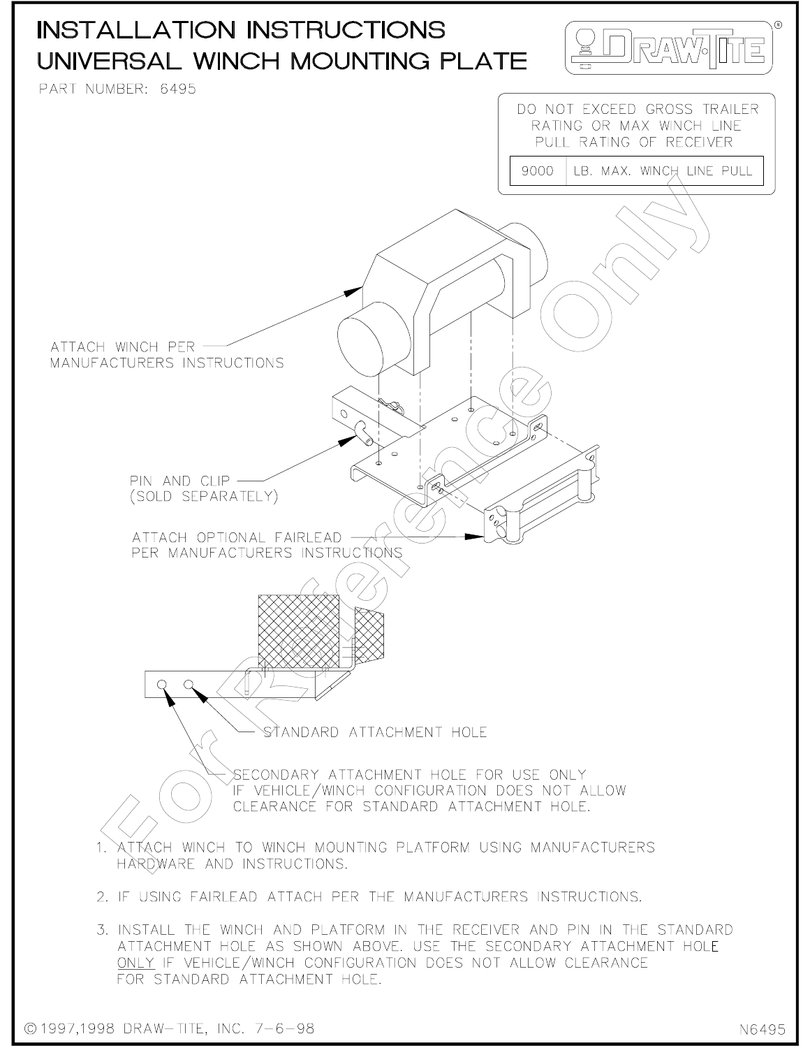# INSTALLATION INSTRUCTIONS
# UNIVERSAL WINCH MOUNTING PLATE

PART NUMBER: 6495

DRAW-TITE®

DO NOT EXCEED GROSS TRAILER RATING OR MAX WINCH LINE PULL RATING OF RECEIVER

| 9000 | LB. MAX. WINCH LINE PULL |
|---|---|

ATTACH WINCH PER MANUFACTURERS INSTRUCTIONS

PIN AND CLIP (SOLD SEPARATELY)

ATTACH OPTIONAL FAIRLEAD PER MANUFACTURERS INSTRUCTIONS

STANDARD ATTACHMENT HOLE

SECONDARY ATTACHMENT HOLE FOR USE ONLY IF VEHICLE/WINCH CONFIGURATION DOES NOT ALLOW CLEARANCE FOR STANDARD ATTACHMENT HOLE.

1. ATTACH WINCH TO WINCH MOUNTING PLATFORM USING MANUFACTURERS HARDWARE AND INSTRUCTIONS.
2. IF USING FAIRLEAD ATTACH PER THE MANUFACTURERS INSTRUCTIONS.
3. INSTALL THE WINCH AND PLATFORM IN THE RECEIVER AND PIN IN THE STANDARD ATTACHMENT HOLE AS SHOWN ABOVE. USE THE SECONDARY ATTACHMENT HOLE <u>ONLY</u> IF VEHICLE/WINCH CONFIGURATION DOES NOT ALLOW CLEARANCE FOR STANDARD ATTACHMENT HOLE.

©1997,1998 DRAW-TITE, INC. 7-6-98

N6495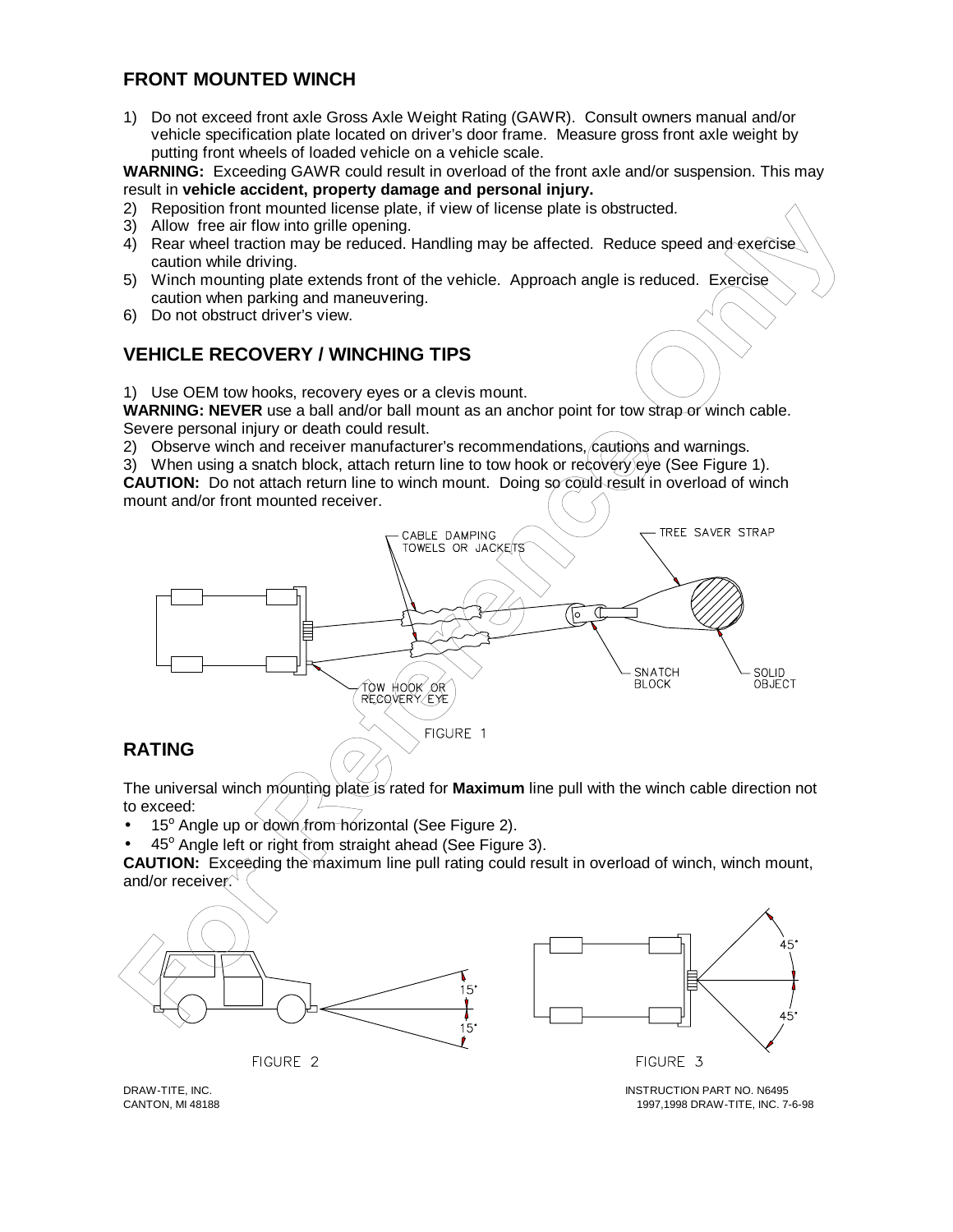## FRONT MOUNTED WINCH

1) Do not exceed front axle Gross Axle Weight Rating (GAWR). Consult owners manual and/or vehicle specification plate located on driver's door frame. Measure gross front axle weight by putting front wheels of loaded vehicle on a vehicle scale.

**WARNING:** Exceeding GAWR could result in overload of the front axle and/or suspension. This may result in **vehicle accident, property damage and personal injury.**

2) Reposition front mounted license plate, if view of license plate is obstructed.
3) Allow free air flow into grille opening.
4) Rear wheel traction may be reduced. Handling may be affected. Reduce speed and exercise caution while driving.
5) Winch mounting plate extends front of the vehicle. Approach angle is reduced. Exercise caution when parking and maneuvering.
6) Do not obstruct driver's view.

## VEHICLE RECOVERY / WINCHING TIPS

1) Use OEM tow hooks, recovery eyes or a clevis mount.

**WARNING: NEVER** use a ball and/or ball mount as an anchor point for tow strap or winch cable. Severe personal injury or death could result.

2) Observe winch and receiver manufacturer's recommendations, cautions and warnings.
3) When using a snatch block, attach return line to tow hook or recovery eye (See Figure 1).

**CAUTION:** Do not attach return line to winch mount. Doing so could result in overload of winch mount and/or front mounted receiver.

CABLE DAMPING TOWELS OR JACKETS

TREE SAVER STRAP

TOW HOOK OR RECOVERY EYE

SNATCH BLOCK

SOLID OBJECT

FIGURE 1

## RATING

The universal winch mounting plate is rated for **Maximum** line pull with the winch cable direction not to exceed:

- 15° Angle up or down from horizontal (See Figure 2).
- 45° Angle left or right from straight ahead (See Figure 3).

**CAUTION:** Exceeding the maximum line pull rating could result in overload of winch, winch mount, and/or receiver.

15°

15°

FIGURE 2

45°

45°

FIGURE 3

DRAW-TITE, INC.
CANTON, MI 48188

INSTRUCTION PART NO. N6495
1997,1998 DRAW-TITE, INC. 7-6-98